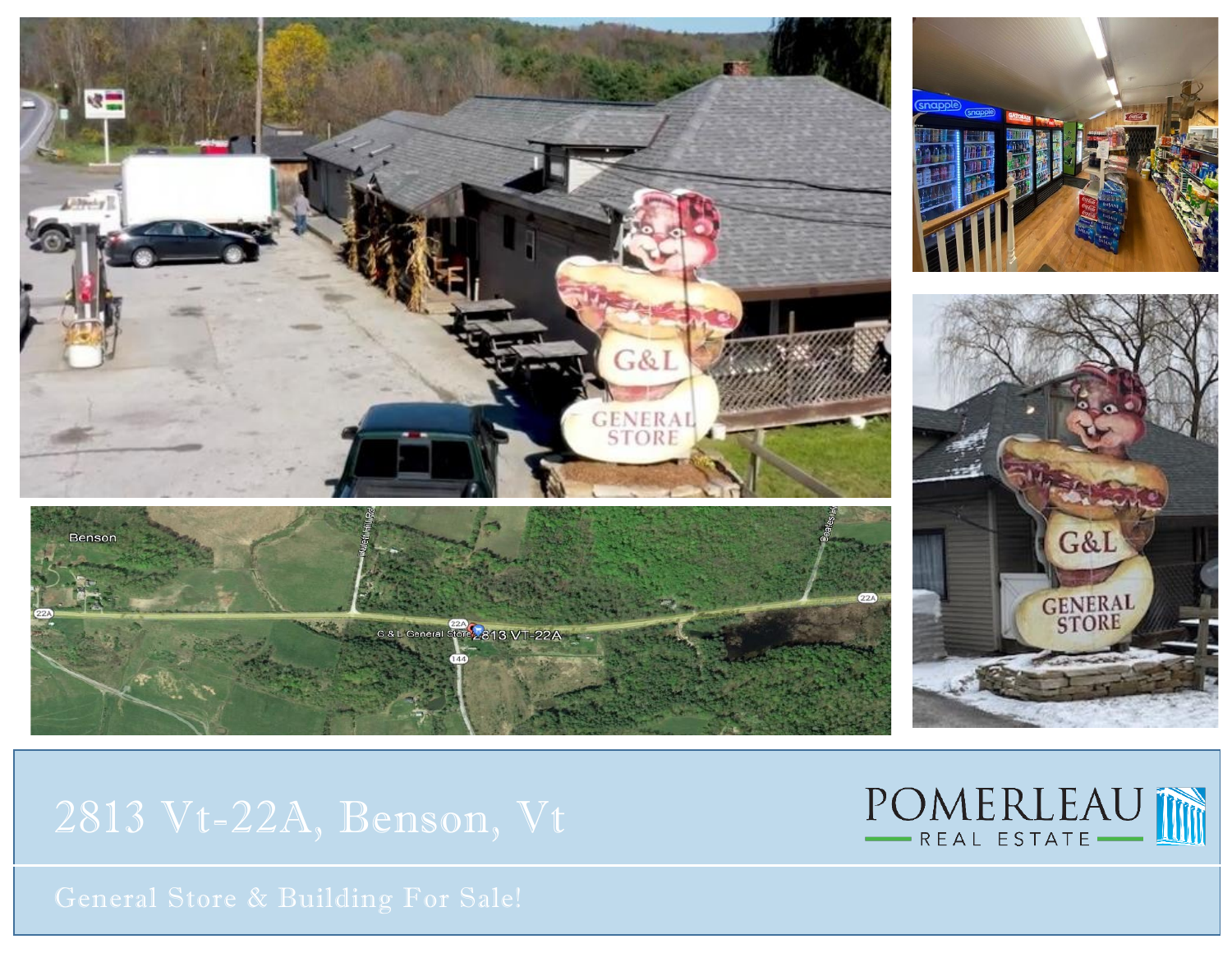# 2813 Vt-22A, Benson, Vt

POMERLEAU REAL ESTATE

## General Store & Building For Sale!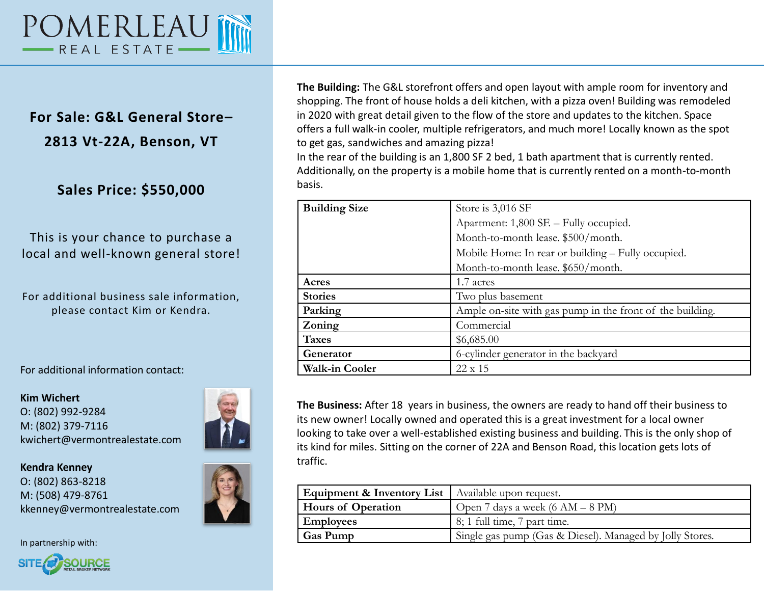# POMERLEAU REAL ESTATE

## For Sale: G&L General Store– 2813 Vt-22A, Benson, VT

### Sales Price: $550,000

This is your chance to purchase a local and well-known general store!

For additional business sale information, please contact Kim or Kendra.

For additional information contact:

**Kim Wichert**
O: (802) 992-9284
M: (802) 379-7116
kwichert@vermontrealestate.com

**Kendra Kenney**
O: (802) 863-8218
M: (508) 479-8761
kkenney@vermontrealestate.com

In partnership with:

SITE SOURCE RETAIL BROKER NETWORK

**The Building:** The G&L storefront offers and open layout with ample room for inventory and shopping. The front of house holds a deli kitchen, with a pizza oven! Building was remodeled in 2020 with great detail given to the flow of the store and updates to the kitchen. Space offers a full walk-in cooler, multiple refrigerators, and much more! Locally known as the spot to get gas, sandwiches and amazing pizza!
In the rear of the building is an 1,800 SF 2 bed, 1 bath apartment that is currently rented. Additionally, on the property is a mobile home that is currently rented on a month-to-month basis.

| | |
|---|---|
| **Building Size** | Store is 3,016 SF<br>Apartment: 1,800 SF. – Fully occupied.<br>Month-to-month lease. $500/month.<br>Mobile Home: In rear or building – Fully occupied.<br>Month-to-month lease. $650/month. |
| **Acres** | 1.7 acres |
| **Stories** | Two plus basement |
| **Parking** | Ample on-site with gas pump in the front of the building. |
| **Zoning** | Commercial |
| **Taxes** | $6,685.00 |
| **Generator** | 6-cylinder generator in the backyard |
| **Walk-in Cooler** | 22 x 15 |

**The Business:** After 18 years in business, the owners are ready to hand off their business to its new owner! Locally owned and operated this is a great investment for a local owner looking to take over a well-established existing business and building. This is the only shop of its kind for miles. Sitting on the corner of 22A and Benson Road, this location gets lots of traffic.

| | |
|---|---|
| **Equipment & Inventory List** | Available upon request. |
| **Hours of Operation** | Open 7 days a week (6 AM – 8 PM) |
| **Employees** | 8; 1 full time, 7 part time. |
| **Gas Pump** | Single gas pump (Gas & Diesel). Managed by Jolly Stores. |